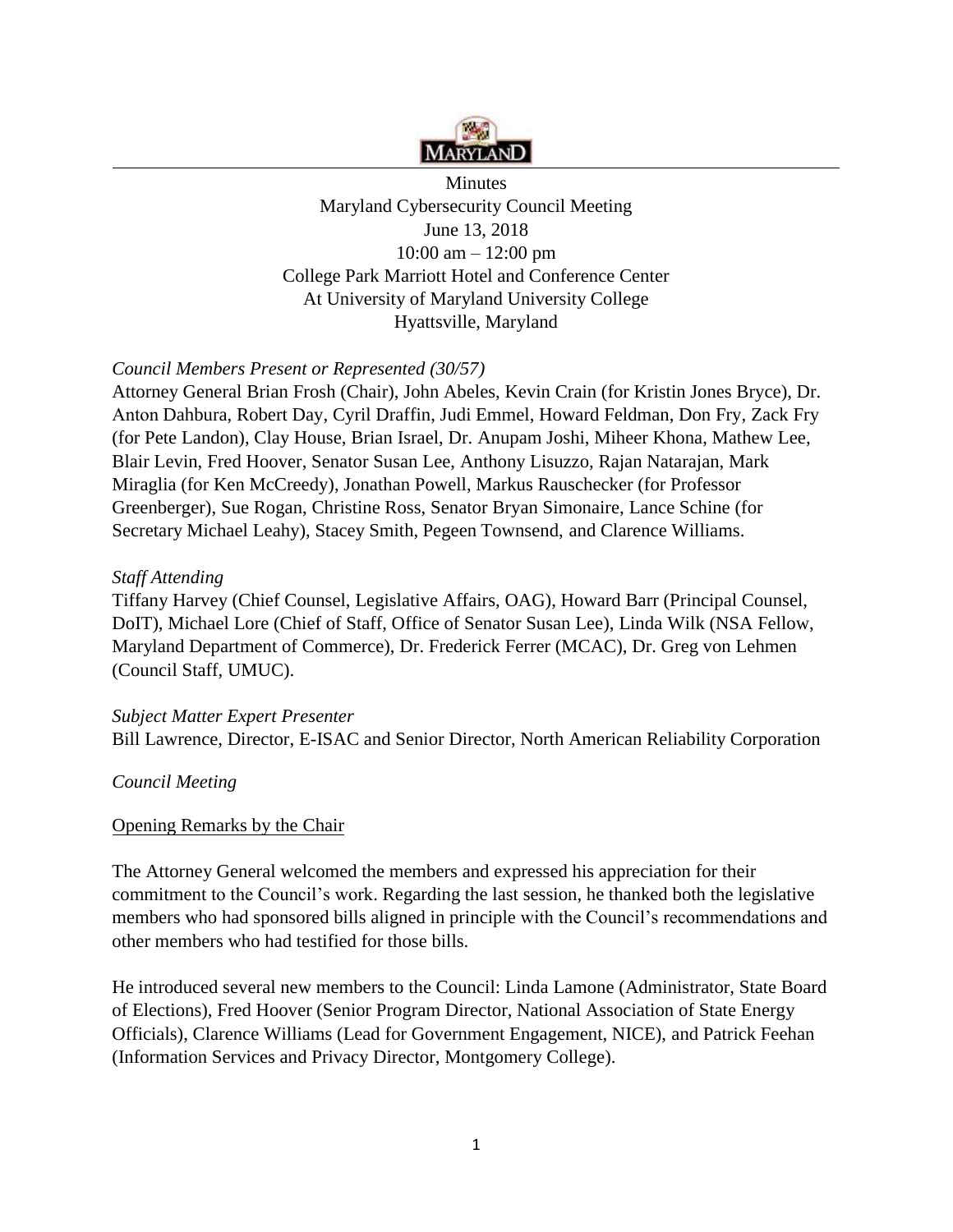Minutes
Maryland Cybersecurity Council Meeting
June 13, 2018
10:00 am – 12:00 pm
College Park Marriott Hotel and Conference Center
At University of Maryland University College
Hyattsville, Maryland

*Council Members Present or Represented (30/57)*

Attorney General Brian Frosh (Chair), John Abeles, Kevin Crain (for Kristin Jones Bryce), Dr. Anton Dahbura, Robert Day, Cyril Draffin, Judi Emmel, Howard Feldman, Don Fry, Zack Fry (for Pete Landon), Clay House, Brian Israel, Dr. Anupam Joshi, Miheer Khona, Mathew Lee, Blair Levin, Fred Hoover, Senator Susan Lee, Anthony Lisuzzo, Rajan Natarajan, Mark Miraglia (for Ken McCreedy), Jonathan Powell, Markus Rauschecker (for Professor Greenberger), Sue Rogan, Christine Ross, Senator Bryan Simonaire, Lance Schine (for Secretary Michael Leahy), Stacey Smith, Pegeen Townsend, and Clarence Williams.

*Staff Attending*

Tiffany Harvey (Chief Counsel, Legislative Affairs, OAG), Howard Barr (Principal Counsel, DoIT), Michael Lore (Chief of Staff, Office of Senator Susan Lee), Linda Wilk (NSA Fellow, Maryland Department of Commerce), Dr. Frederick Ferrer (MCAC), Dr. Greg von Lehmen (Council Staff, UMUC).

*Subject Matter Expert Presenter*

Bill Lawrence, Director, E-ISAC and Senior Director, North American Reliability Corporation

*Council Meeting*

<u>Opening Remarks by the Chair</u>

The Attorney General welcomed the members and expressed his appreciation for their commitment to the Council's work. Regarding the last session, he thanked both the legislative members who had sponsored bills aligned in principle with the Council's recommendations and other members who had testified for those bills.

He introduced several new members to the Council: Linda Lamone (Administrator, State Board of Elections), Fred Hoover (Senior Program Director, National Association of State Energy Officials), Clarence Williams (Lead for Government Engagement, NICE), and Patrick Feehan (Information Services and Privacy Director, Montgomery College).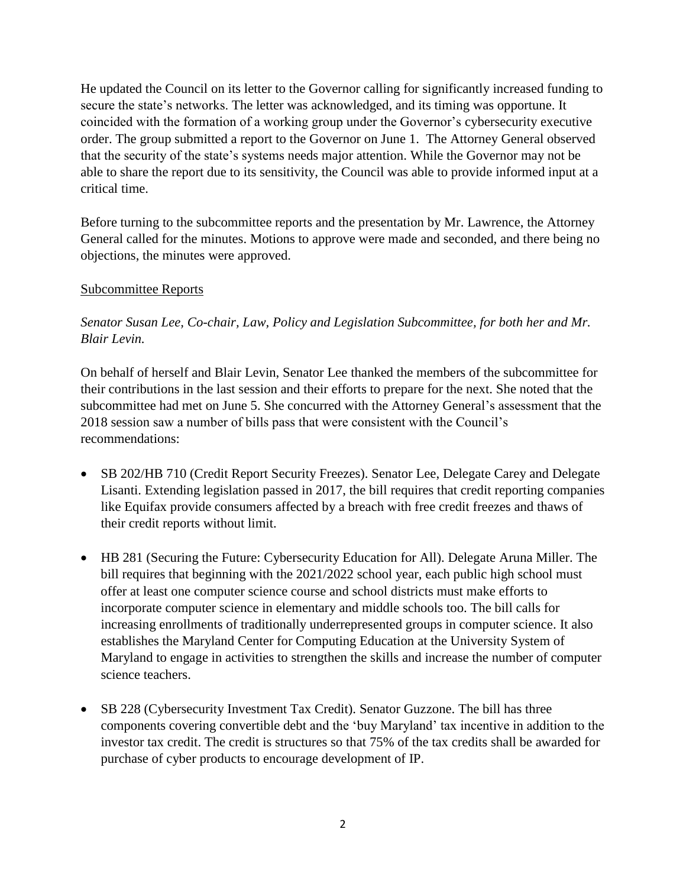He updated the Council on its letter to the Governor calling for significantly increased funding to secure the state's networks. The letter was acknowledged, and its timing was opportune. It coincided with the formation of a working group under the Governor's cybersecurity executive order. The group submitted a report to the Governor on June 1. The Attorney General observed that the security of the state's systems needs major attention. While the Governor may not be able to share the report due to its sensitivity, the Council was able to provide informed input at a critical time.

Before turning to the subcommittee reports and the presentation by Mr. Lawrence, the Attorney General called for the minutes. Motions to approve were made and seconded, and there being no objections, the minutes were approved.

Subcommittee Reports

*Senator Susan Lee, Co-chair, Law, Policy and Legislation Subcommittee, for both her and Mr. Blair Levin.*

On behalf of herself and Blair Levin, Senator Lee thanked the members of the subcommittee for their contributions in the last session and their efforts to prepare for the next. She noted that the subcommittee had met on June 5. She concurred with the Attorney General's assessment that the 2018 session saw a number of bills pass that were consistent with the Council's recommendations:

- SB 202/HB 710 (Credit Report Security Freezes). Senator Lee, Delegate Carey and Delegate Lisanti. Extending legislation passed in 2017, the bill requires that credit reporting companies like Equifax provide consumers affected by a breach with free credit freezes and thaws of their credit reports without limit.

- HB 281 (Securing the Future: Cybersecurity Education for All). Delegate Aruna Miller. The bill requires that beginning with the 2021/2022 school year, each public high school must offer at least one computer science course and school districts must make efforts to incorporate computer science in elementary and middle schools too. The bill calls for increasing enrollments of traditionally underrepresented groups in computer science. It also establishes the Maryland Center for Computing Education at the University System of Maryland to engage in activities to strengthen the skills and increase the number of computer science teachers.

- SB 228 (Cybersecurity Investment Tax Credit). Senator Guzzone. The bill has three components covering convertible debt and the 'buy Maryland' tax incentive in addition to the investor tax credit. The credit is structures so that 75% of the tax credits shall be awarded for purchase of cyber products to encourage development of IP.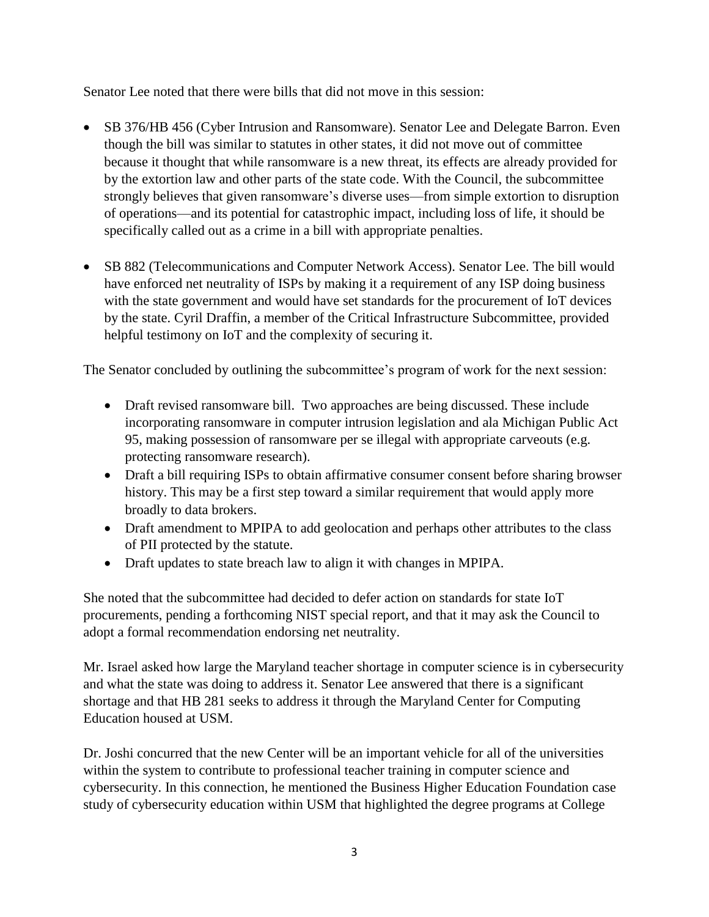Senator Lee noted that there were bills that did not move in this session:

- SB 376/HB 456 (Cyber Intrusion and Ransomware). Senator Lee and Delegate Barron. Even though the bill was similar to statutes in other states, it did not move out of committee because it thought that while ransomware is a new threat, its effects are already provided for by the extortion law and other parts of the state code. With the Council, the subcommittee strongly believes that given ransomware's diverse uses—from simple extortion to disruption of operations—and its potential for catastrophic impact, including loss of life, it should be specifically called out as a crime in a bill with appropriate penalties.

- SB 882 (Telecommunications and Computer Network Access). Senator Lee. The bill would have enforced net neutrality of ISPs by making it a requirement of any ISP doing business with the state government and would have set standards for the procurement of IoT devices by the state. Cyril Draffin, a member of the Critical Infrastructure Subcommittee, provided helpful testimony on IoT and the complexity of securing it.

The Senator concluded by outlining the subcommittee's program of work for the next session:

- Draft revised ransomware bill. Two approaches are being discussed. These include incorporating ransomware in computer intrusion legislation and ala Michigan Public Act 95, making possession of ransomware per se illegal with appropriate carveouts (e.g. protecting ransomware research).
- Draft a bill requiring ISPs to obtain affirmative consumer consent before sharing browser history. This may be a first step toward a similar requirement that would apply more broadly to data brokers.
- Draft amendment to MPIPA to add geolocation and perhaps other attributes to the class of PII protected by the statute.
- Draft updates to state breach law to align it with changes in MPIPA.

She noted that the subcommittee had decided to defer action on standards for state IoT procurements, pending a forthcoming NIST special report, and that it may ask the Council to adopt a formal recommendation endorsing net neutrality.

Mr. Israel asked how large the Maryland teacher shortage in computer science is in cybersecurity and what the state was doing to address it. Senator Lee answered that there is a significant shortage and that HB 281 seeks to address it through the Maryland Center for Computing Education housed at USM.

Dr. Joshi concurred that the new Center will be an important vehicle for all of the universities within the system to contribute to professional teacher training in computer science and cybersecurity. In this connection, he mentioned the Business Higher Education Foundation case study of cybersecurity education within USM that highlighted the degree programs at College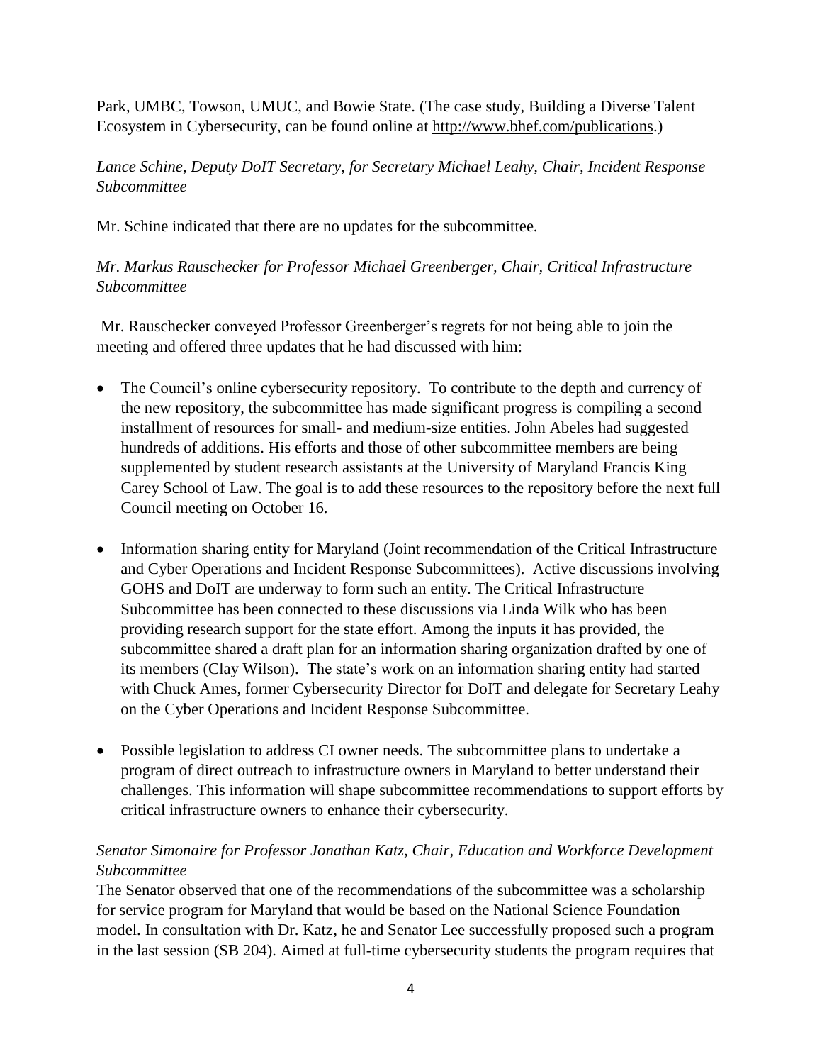Park, UMBC, Towson, UMUC, and Bowie State. (The case study, Building a Diverse Talent Ecosystem in Cybersecurity, can be found online at http://www.bhef.com/publications.)

*Lance Schine, Deputy DoIT Secretary, for Secretary Michael Leahy, Chair, Incident Response Subcommittee*

Mr. Schine indicated that there are no updates for the subcommittee.

*Mr. Markus Rauschecker for Professor Michael Greenberger, Chair, Critical Infrastructure Subcommittee*

Mr. Rauschecker conveyed Professor Greenberger's regrets for not being able to join the meeting and offered three updates that he had discussed with him:

- The Council's online cybersecurity repository. To contribute to the depth and currency of the new repository, the subcommittee has made significant progress is compiling a second installment of resources for small- and medium-size entities. John Abeles had suggested hundreds of additions. His efforts and those of other subcommittee members are being supplemented by student research assistants at the University of Maryland Francis King Carey School of Law. The goal is to add these resources to the repository before the next full Council meeting on October 16.

- Information sharing entity for Maryland (Joint recommendation of the Critical Infrastructure and Cyber Operations and Incident Response Subcommittees). Active discussions involving GOHS and DoIT are underway to form such an entity. The Critical Infrastructure Subcommittee has been connected to these discussions via Linda Wilk who has been providing research support for the state effort. Among the inputs it has provided, the subcommittee shared a draft plan for an information sharing organization drafted by one of its members (Clay Wilson). The state's work on an information sharing entity had started with Chuck Ames, former Cybersecurity Director for DoIT and delegate for Secretary Leahy on the Cyber Operations and Incident Response Subcommittee.

- Possible legislation to address CI owner needs. The subcommittee plans to undertake a program of direct outreach to infrastructure owners in Maryland to better understand their challenges. This information will shape subcommittee recommendations to support efforts by critical infrastructure owners to enhance their cybersecurity.

*Senator Simonaire for Professor Jonathan Katz, Chair, Education and Workforce Development Subcommittee*

The Senator observed that one of the recommendations of the subcommittee was a scholarship for service program for Maryland that would be based on the National Science Foundation model. In consultation with Dr. Katz, he and Senator Lee successfully proposed such a program in the last session (SB 204). Aimed at full-time cybersecurity students the program requires that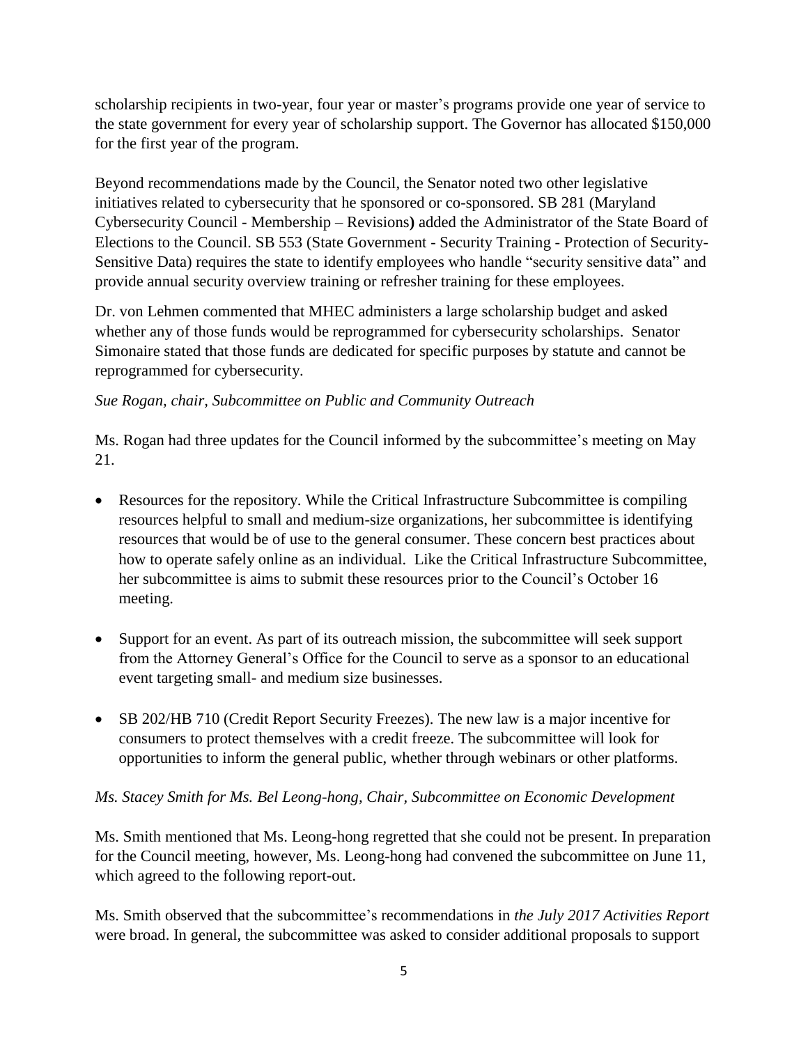scholarship recipients in two-year, four year or master's programs provide one year of service to the state government for every year of scholarship support. The Governor has allocated $150,000 for the first year of the program.

Beyond recommendations made by the Council, the Senator noted two other legislative initiatives related to cybersecurity that he sponsored or co-sponsored. SB 281 (Maryland Cybersecurity Council - Membership – Revisions**)** added the Administrator of the State Board of Elections to the Council. SB 553 (State Government - Security Training - Protection of Security-Sensitive Data) requires the state to identify employees who handle "security sensitive data" and provide annual security overview training or refresher training for these employees.

Dr. von Lehmen commented that MHEC administers a large scholarship budget and asked whether any of those funds would be reprogrammed for cybersecurity scholarships. Senator Simonaire stated that those funds are dedicated for specific purposes by statute and cannot be reprogrammed for cybersecurity.

*Sue Rogan, chair, Subcommittee on Public and Community Outreach*

Ms. Rogan had three updates for the Council informed by the subcommittee's meeting on May 21.

- Resources for the repository. While the Critical Infrastructure Subcommittee is compiling resources helpful to small and medium-size organizations, her subcommittee is identifying resources that would be of use to the general consumer. These concern best practices about how to operate safely online as an individual. Like the Critical Infrastructure Subcommittee, her subcommittee is aims to submit these resources prior to the Council's October 16 meeting.

- Support for an event. As part of its outreach mission, the subcommittee will seek support from the Attorney General's Office for the Council to serve as a sponsor to an educational event targeting small- and medium size businesses.

- SB 202/HB 710 (Credit Report Security Freezes). The new law is a major incentive for consumers to protect themselves with a credit freeze. The subcommittee will look for opportunities to inform the general public, whether through webinars or other platforms.

*Ms. Stacey Smith for Ms. Bel Leong-hong, Chair, Subcommittee on Economic Development*

Ms. Smith mentioned that Ms. Leong-hong regretted that she could not be present. In preparation for the Council meeting, however, Ms. Leong-hong had convened the subcommittee on June 11, which agreed to the following report-out.

Ms. Smith observed that the subcommittee's recommendations in *the July 2017 Activities Report* were broad. In general, the subcommittee was asked to consider additional proposals to support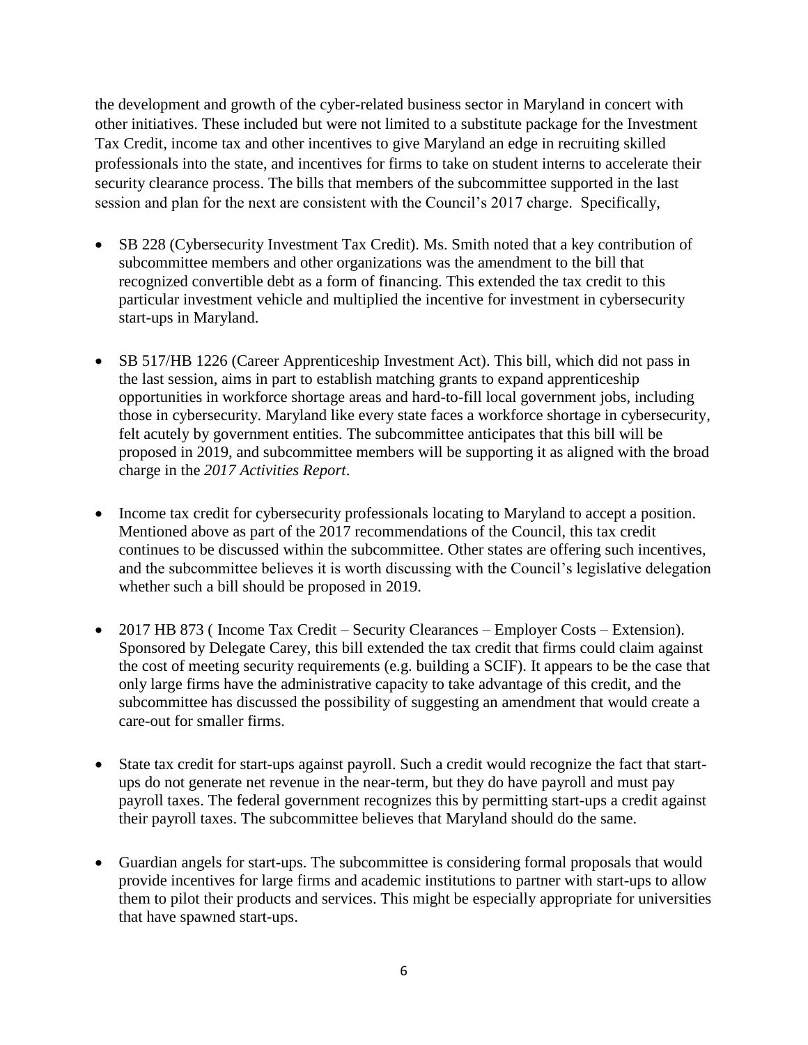the development and growth of the cyber-related business sector in Maryland in concert with other initiatives. These included but were not limited to a substitute package for the Investment Tax Credit, income tax and other incentives to give Maryland an edge in recruiting skilled professionals into the state, and incentives for firms to take on student interns to accelerate their security clearance process. The bills that members of the subcommittee supported in the last session and plan for the next are consistent with the Council's 2017 charge. Specifically,

- SB 228 (Cybersecurity Investment Tax Credit). Ms. Smith noted that a key contribution of subcommittee members and other organizations was the amendment to the bill that recognized convertible debt as a form of financing. This extended the tax credit to this particular investment vehicle and multiplied the incentive for investment in cybersecurity start-ups in Maryland.

- SB 517/HB 1226 (Career Apprenticeship Investment Act). This bill, which did not pass in the last session, aims in part to establish matching grants to expand apprenticeship opportunities in workforce shortage areas and hard-to-fill local government jobs, including those in cybersecurity. Maryland like every state faces a workforce shortage in cybersecurity, felt acutely by government entities. The subcommittee anticipates that this bill will be proposed in 2019, and subcommittee members will be supporting it as aligned with the broad charge in the *2017 Activities Report*.

- Income tax credit for cybersecurity professionals locating to Maryland to accept a position. Mentioned above as part of the 2017 recommendations of the Council, this tax credit continues to be discussed within the subcommittee. Other states are offering such incentives, and the subcommittee believes it is worth discussing with the Council's legislative delegation whether such a bill should be proposed in 2019.

- 2017 HB 873 ( Income Tax Credit – Security Clearances – Employer Costs – Extension). Sponsored by Delegate Carey, this bill extended the tax credit that firms could claim against the cost of meeting security requirements (e.g. building a SCIF). It appears to be the case that only large firms have the administrative capacity to take advantage of this credit, and the subcommittee has discussed the possibility of suggesting an amendment that would create a care-out for smaller firms.

- State tax credit for start-ups against payroll. Such a credit would recognize the fact that start-ups do not generate net revenue in the near-term, but they do have payroll and must pay payroll taxes. The federal government recognizes this by permitting start-ups a credit against their payroll taxes. The subcommittee believes that Maryland should do the same.

- Guardian angels for start-ups. The subcommittee is considering formal proposals that would provide incentives for large firms and academic institutions to partner with start-ups to allow them to pilot their products and services. This might be especially appropriate for universities that have spawned start-ups.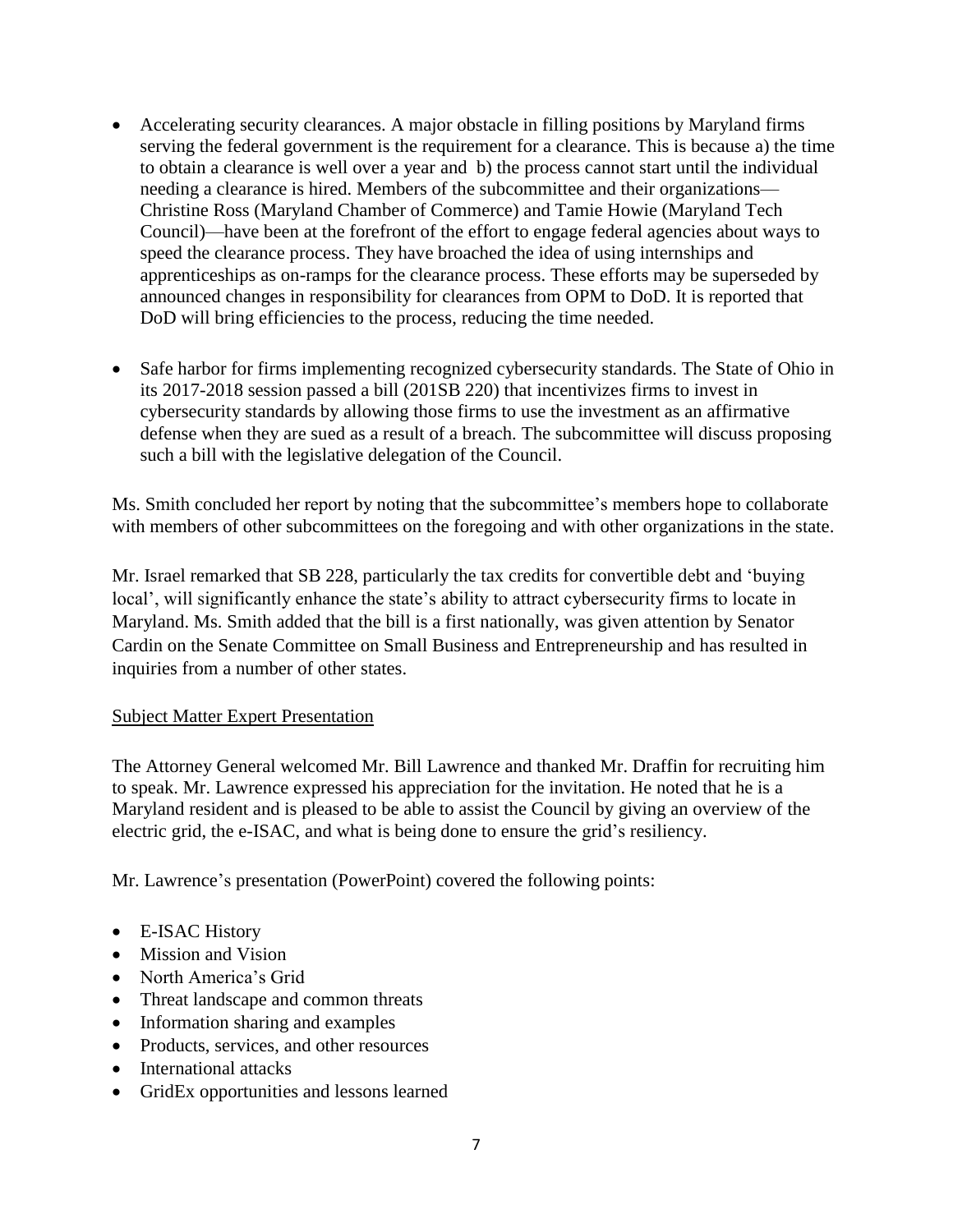- Accelerating security clearances. A major obstacle in filling positions by Maryland firms serving the federal government is the requirement for a clearance. This is because a) the time to obtain a clearance is well over a year and b) the process cannot start until the individual needing a clearance is hired. Members of the subcommittee and their organizations—Christine Ross (Maryland Chamber of Commerce) and Tamie Howie (Maryland Tech Council)—have been at the forefront of the effort to engage federal agencies about ways to speed the clearance process. They have broached the idea of using internships and apprenticeships as on-ramps for the clearance process. These efforts may be superseded by announced changes in responsibility for clearances from OPM to DoD. It is reported that DoD will bring efficiencies to the process, reducing the time needed.

- Safe harbor for firms implementing recognized cybersecurity standards. The State of Ohio in its 2017-2018 session passed a bill (201SB 220) that incentivizes firms to invest in cybersecurity standards by allowing those firms to use the investment as an affirmative defense when they are sued as a result of a breach. The subcommittee will discuss proposing such a bill with the legislative delegation of the Council.

Ms. Smith concluded her report by noting that the subcommittee's members hope to collaborate with members of other subcommittees on the foregoing and with other organizations in the state.

Mr. Israel remarked that SB 228, particularly the tax credits for convertible debt and 'buying local', will significantly enhance the state's ability to attract cybersecurity firms to locate in Maryland. Ms. Smith added that the bill is a first nationally, was given attention by Senator Cardin on the Senate Committee on Small Business and Entrepreneurship and has resulted in inquiries from a number of other states.

<u>Subject Matter Expert Presentation</u>

The Attorney General welcomed Mr. Bill Lawrence and thanked Mr. Draffin for recruiting him to speak. Mr. Lawrence expressed his appreciation for the invitation. He noted that he is a Maryland resident and is pleased to be able to assist the Council by giving an overview of the electric grid, the e-ISAC, and what is being done to ensure the grid's resiliency.

Mr. Lawrence's presentation (PowerPoint) covered the following points:

- E-ISAC History
- Mission and Vision
- North America's Grid
- Threat landscape and common threats
- Information sharing and examples
- Products, services, and other resources
- International attacks
- GridEx opportunities and lessons learned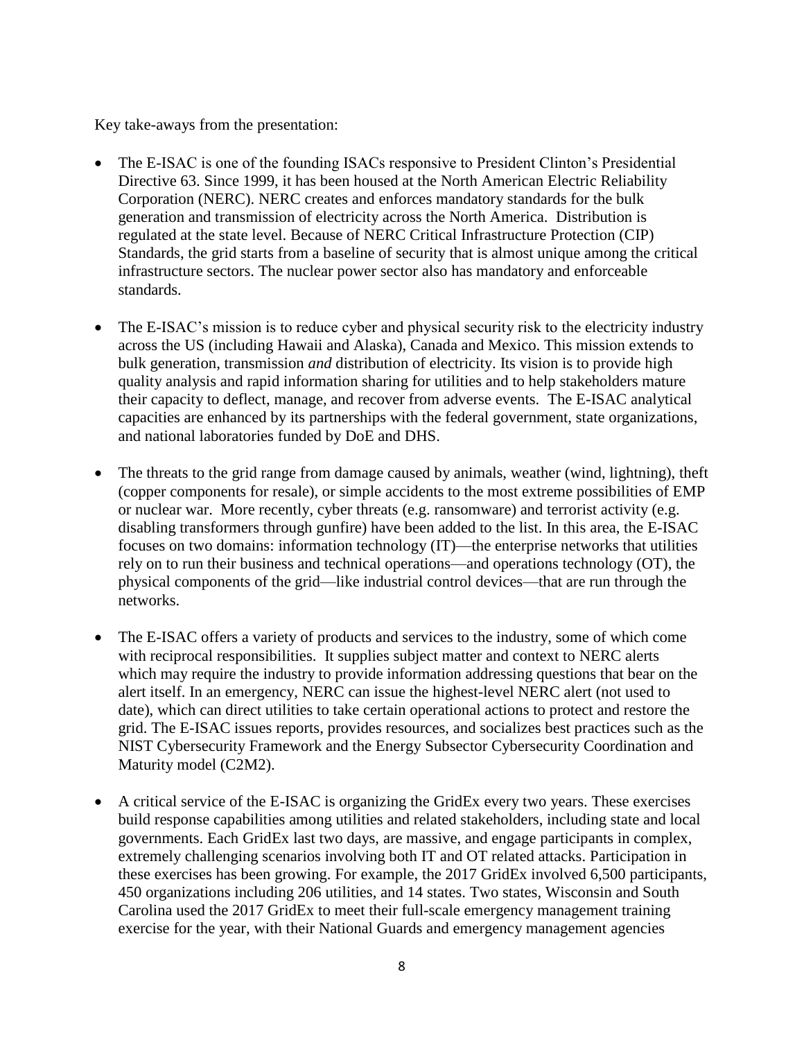Key take-aways from the presentation:

- The E-ISAC is one of the founding ISACs responsive to President Clinton's Presidential Directive 63. Since 1999, it has been housed at the North American Electric Reliability Corporation (NERC). NERC creates and enforces mandatory standards for the bulk generation and transmission of electricity across the North America. Distribution is regulated at the state level. Because of NERC Critical Infrastructure Protection (CIP) Standards, the grid starts from a baseline of security that is almost unique among the critical infrastructure sectors. The nuclear power sector also has mandatory and enforceable standards.

- The E-ISAC's mission is to reduce cyber and physical security risk to the electricity industry across the US (including Hawaii and Alaska), Canada and Mexico. This mission extends to bulk generation, transmission *and* distribution of electricity. Its vision is to provide high quality analysis and rapid information sharing for utilities and to help stakeholders mature their capacity to deflect, manage, and recover from adverse events. The E-ISAC analytical capacities are enhanced by its partnerships with the federal government, state organizations, and national laboratories funded by DoE and DHS.

- The threats to the grid range from damage caused by animals, weather (wind, lightning), theft (copper components for resale), or simple accidents to the most extreme possibilities of EMP or nuclear war. More recently, cyber threats (e.g. ransomware) and terrorist activity (e.g. disabling transformers through gunfire) have been added to the list. In this area, the E-ISAC focuses on two domains: information technology (IT)—the enterprise networks that utilities rely on to run their business and technical operations—and operations technology (OT), the physical components of the grid—like industrial control devices—that are run through the networks.

- The E-ISAC offers a variety of products and services to the industry, some of which come with reciprocal responsibilities. It supplies subject matter and context to NERC alerts which may require the industry to provide information addressing questions that bear on the alert itself. In an emergency, NERC can issue the highest-level NERC alert (not used to date), which can direct utilities to take certain operational actions to protect and restore the grid. The E-ISAC issues reports, provides resources, and socializes best practices such as the NIST Cybersecurity Framework and the Energy Subsector Cybersecurity Coordination and Maturity model (C2M2).

- A critical service of the E-ISAC is organizing the GridEx every two years. These exercises build response capabilities among utilities and related stakeholders, including state and local governments. Each GridEx last two days, are massive, and engage participants in complex, extremely challenging scenarios involving both IT and OT related attacks. Participation in these exercises has been growing. For example, the 2017 GridEx involved 6,500 participants, 450 organizations including 206 utilities, and 14 states. Two states, Wisconsin and South Carolina used the 2017 GridEx to meet their full-scale emergency management training exercise for the year, with their National Guards and emergency management agencies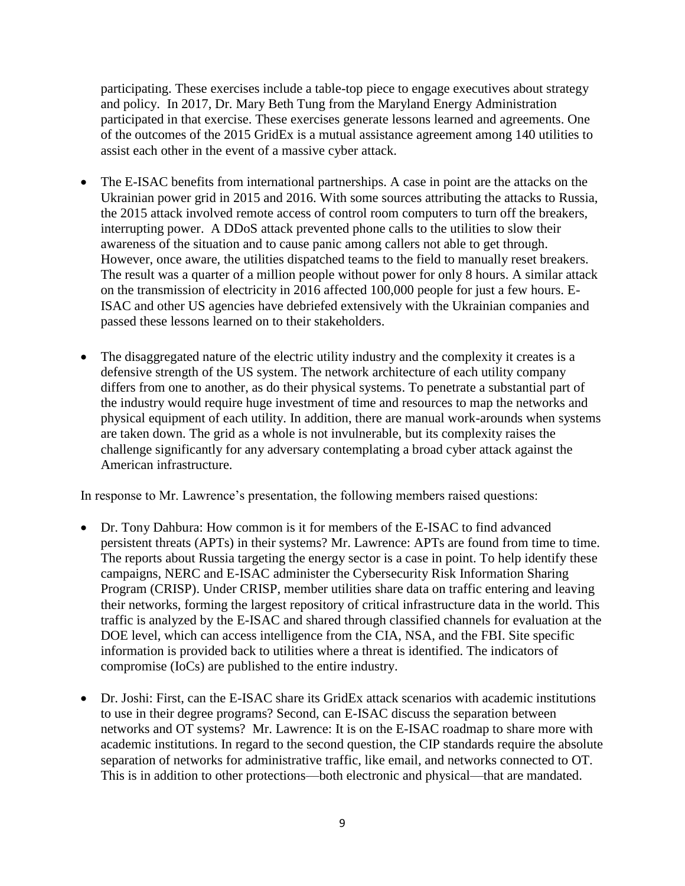participating. These exercises include a table-top piece to engage executives about strategy and policy. In 2017, Dr. Mary Beth Tung from the Maryland Energy Administration participated in that exercise. These exercises generate lessons learned and agreements. One of the outcomes of the 2015 GridEx is a mutual assistance agreement among 140 utilities to assist each other in the event of a massive cyber attack.

- The E-ISAC benefits from international partnerships. A case in point are the attacks on the Ukrainian power grid in 2015 and 2016. With some sources attributing the attacks to Russia, the 2015 attack involved remote access of control room computers to turn off the breakers, interrupting power. A DDoS attack prevented phone calls to the utilities to slow their awareness of the situation and to cause panic among callers not able to get through. However, once aware, the utilities dispatched teams to the field to manually reset breakers. The result was a quarter of a million people without power for only 8 hours. A similar attack on the transmission of electricity in 2016 affected 100,000 people for just a few hours. E-ISAC and other US agencies have debriefed extensively with the Ukrainian companies and passed these lessons learned on to their stakeholders.

- The disaggregated nature of the electric utility industry and the complexity it creates is a defensive strength of the US system. The network architecture of each utility company differs from one to another, as do their physical systems. To penetrate a substantial part of the industry would require huge investment of time and resources to map the networks and physical equipment of each utility. In addition, there are manual work-arounds when systems are taken down. The grid as a whole is not invulnerable, but its complexity raises the challenge significantly for any adversary contemplating a broad cyber attack against the American infrastructure.

In response to Mr. Lawrence's presentation, the following members raised questions:

- Dr. Tony Dahbura: How common is it for members of the E-ISAC to find advanced persistent threats (APTs) in their systems? Mr. Lawrence: APTs are found from time to time. The reports about Russia targeting the energy sector is a case in point. To help identify these campaigns, NERC and E-ISAC administer the Cybersecurity Risk Information Sharing Program (CRISP). Under CRISP, member utilities share data on traffic entering and leaving their networks, forming the largest repository of critical infrastructure data in the world. This traffic is analyzed by the E-ISAC and shared through classified channels for evaluation at the DOE level, which can access intelligence from the CIA, NSA, and the FBI. Site specific information is provided back to utilities where a threat is identified. The indicators of compromise (IoCs) are published to the entire industry.

- Dr. Joshi: First, can the E-ISAC share its GridEx attack scenarios with academic institutions to use in their degree programs? Second, can E-ISAC discuss the separation between networks and OT systems? Mr. Lawrence: It is on the E-ISAC roadmap to share more with academic institutions. In regard to the second question, the CIP standards require the absolute separation of networks for administrative traffic, like email, and networks connected to OT. This is in addition to other protections—both electronic and physical—that are mandated.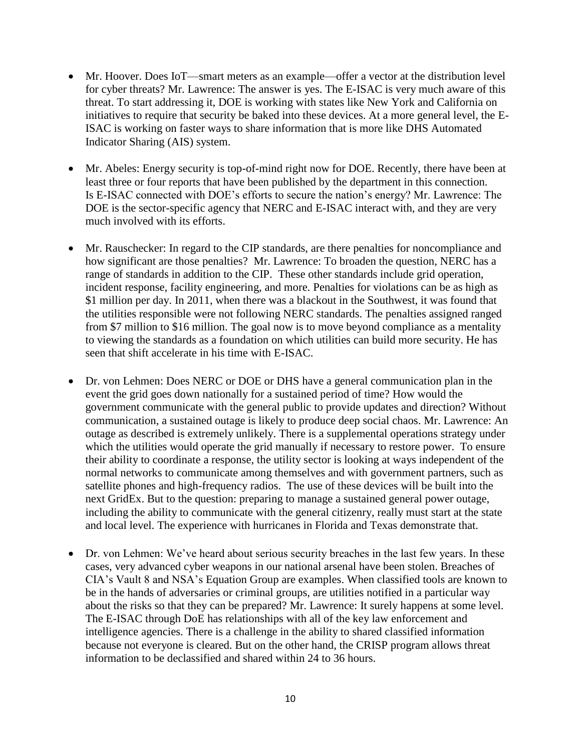- Mr. Hoover. Does IoT—smart meters as an example—offer a vector at the distribution level for cyber threats? Mr. Lawrence: The answer is yes. The E-ISAC is very much aware of this threat. To start addressing it, DOE is working with states like New York and California on initiatives to require that security be baked into these devices. At a more general level, the E-ISAC is working on faster ways to share information that is more like DHS Automated Indicator Sharing (AIS) system.

- Mr. Abeles: Energy security is top-of-mind right now for DOE. Recently, there have been at least three or four reports that have been published by the department in this connection. Is E-ISAC connected with DOE's efforts to secure the nation's energy? Mr. Lawrence: The DOE is the sector-specific agency that NERC and E-ISAC interact with, and they are very much involved with its efforts.

- Mr. Rauschecker: In regard to the CIP standards, are there penalties for noncompliance and how significant are those penalties? Mr. Lawrence: To broaden the question, NERC has a range of standards in addition to the CIP. These other standards include grid operation, incident response, facility engineering, and more. Penalties for violations can be as high as \$1 million per day. In 2011, when there was a blackout in the Southwest, it was found that the utilities responsible were not following NERC standards. The penalties assigned ranged from \$7 million to \$16 million. The goal now is to move beyond compliance as a mentality to viewing the standards as a foundation on which utilities can build more security. He has seen that shift accelerate in his time with E-ISAC.

- Dr. von Lehmen: Does NERC or DOE or DHS have a general communication plan in the event the grid goes down nationally for a sustained period of time? How would the government communicate with the general public to provide updates and direction? Without communication, a sustained outage is likely to produce deep social chaos. Mr. Lawrence: An outage as described is extremely unlikely. There is a supplemental operations strategy under which the utilities would operate the grid manually if necessary to restore power. To ensure their ability to coordinate a response, the utility sector is looking at ways independent of the normal networks to communicate among themselves and with government partners, such as satellite phones and high-frequency radios. The use of these devices will be built into the next GridEx. But to the question: preparing to manage a sustained general power outage, including the ability to communicate with the general citizenry, really must start at the state and local level. The experience with hurricanes in Florida and Texas demonstrate that.

- Dr. von Lehmen: We've heard about serious security breaches in the last few years. In these cases, very advanced cyber weapons in our national arsenal have been stolen. Breaches of CIA's Vault 8 and NSA's Equation Group are examples. When classified tools are known to be in the hands of adversaries or criminal groups, are utilities notified in a particular way about the risks so that they can be prepared? Mr. Lawrence: It surely happens at some level. The E-ISAC through DoE has relationships with all of the key law enforcement and intelligence agencies. There is a challenge in the ability to shared classified information because not everyone is cleared. But on the other hand, the CRISP program allows threat information to be declassified and shared within 24 to 36 hours.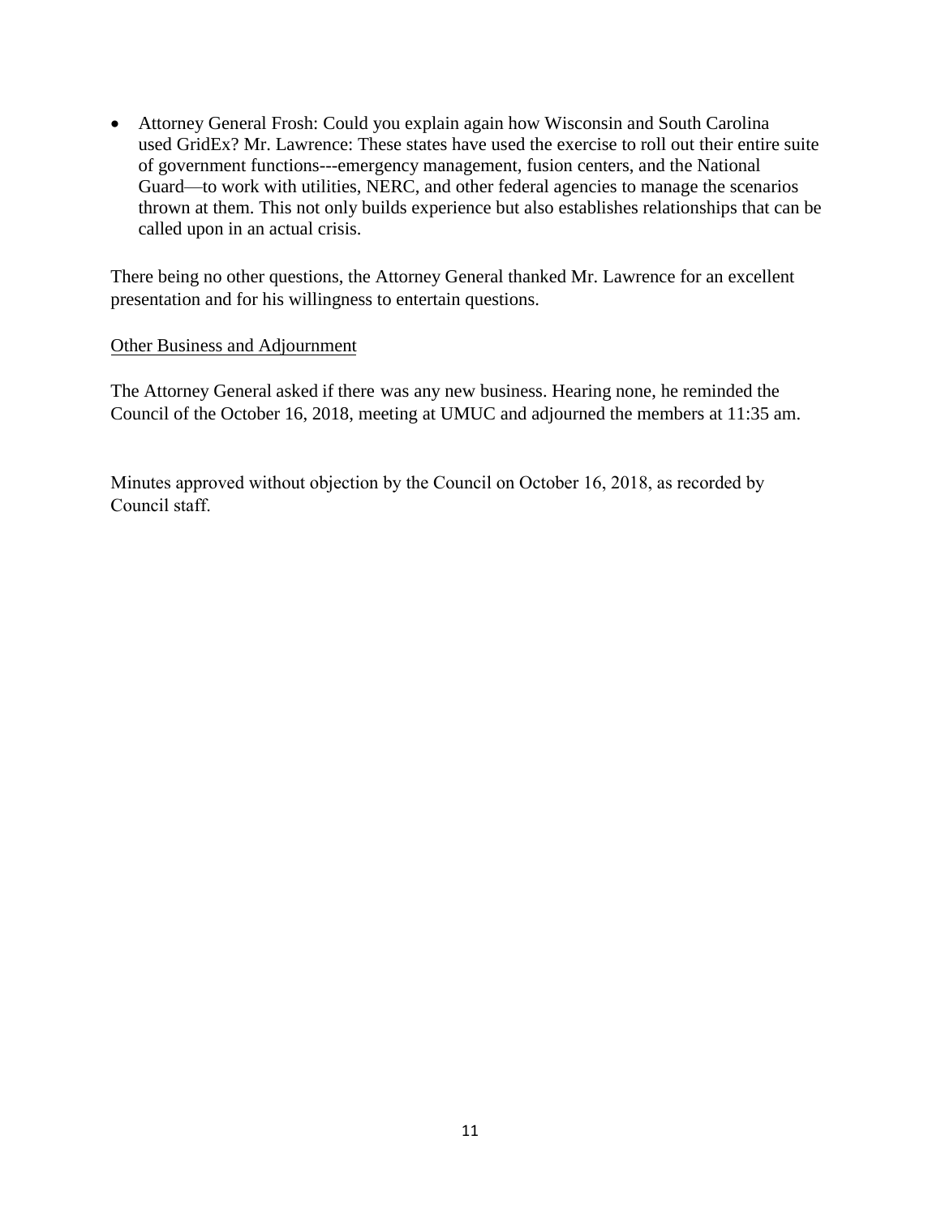- Attorney General Frosh: Could you explain again how Wisconsin and South Carolina used GridEx? Mr. Lawrence: These states have used the exercise to roll out their entire suite of government functions---emergency management, fusion centers, and the National Guard—to work with utilities, NERC, and other federal agencies to manage the scenarios thrown at them. This not only builds experience but also establishes relationships that can be called upon in an actual crisis.

There being no other questions, the Attorney General thanked Mr. Lawrence for an excellent presentation and for his willingness to entertain questions.

Other Business and Adjournment

The Attorney General asked if there was any new business. Hearing none, he reminded the Council of the October 16, 2018, meeting at UMUC and adjourned the members at 11:35 am.

Minutes approved without objection by the Council on October 16, 2018, as recorded by Council staff.